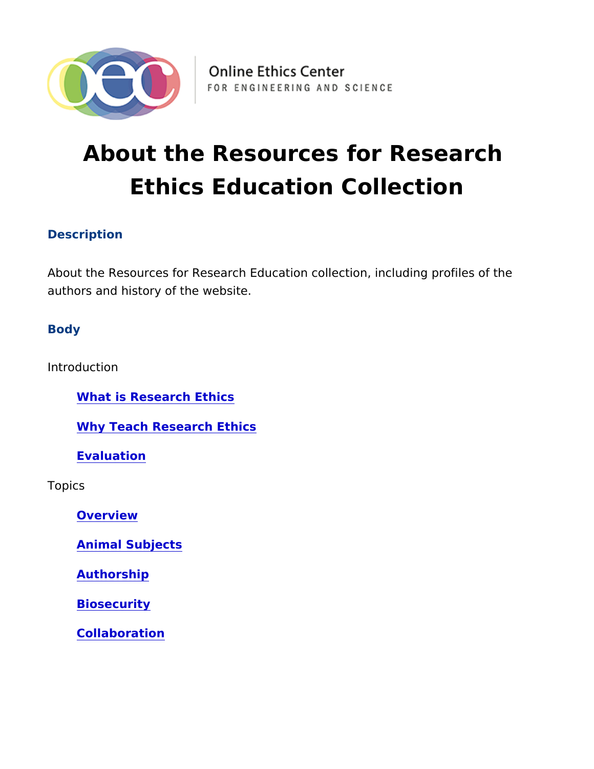# About the Resources for Research Ethics Education Collection

## Description

About the Resources for Research Education collection, including profiles of the authors and history of the website.

## Body

Introduction

- What is Research Ethics
- Why Teach Research Ethics
- Evaluation

Topics

- Overview
- Animal Subjects
- Authorship
- Biosecurity
- Collaboration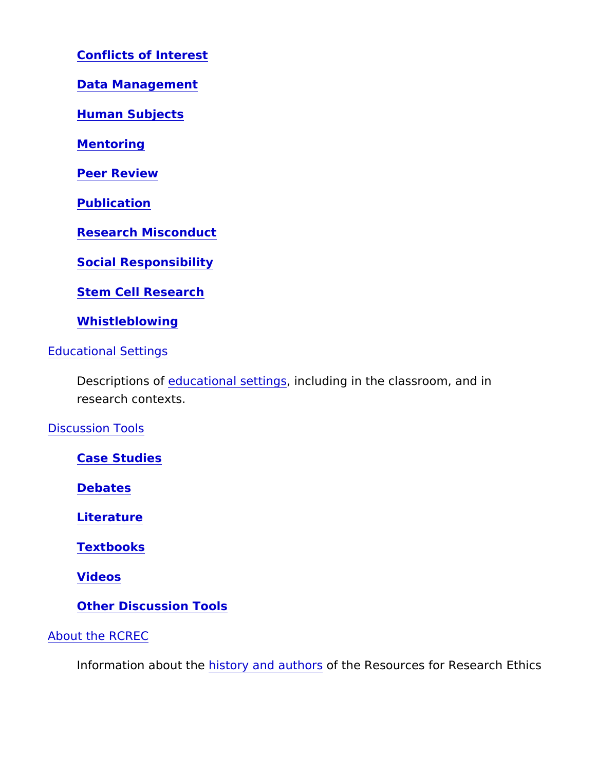- **Conflicts of Interest**
- **Data Management**
- **Human Subjects**
- **Mentoring**
- **Peer Review**
- **Publication**
- **Research Misconduct**
- **Social Responsibility**
- **Stem Cell Research**
- **Whistleblowing**

Educational Settings

Descriptions of educational settings, including in the classroom, and in research contexts.

Discussion Tools

- **Case Studies**
- **Debates**
- **Literature**
- **Textbooks**
- **Videos**
- **Other Discussion Tools**

About the RCREC

Information about the history and authors of the Resources for Research Ethics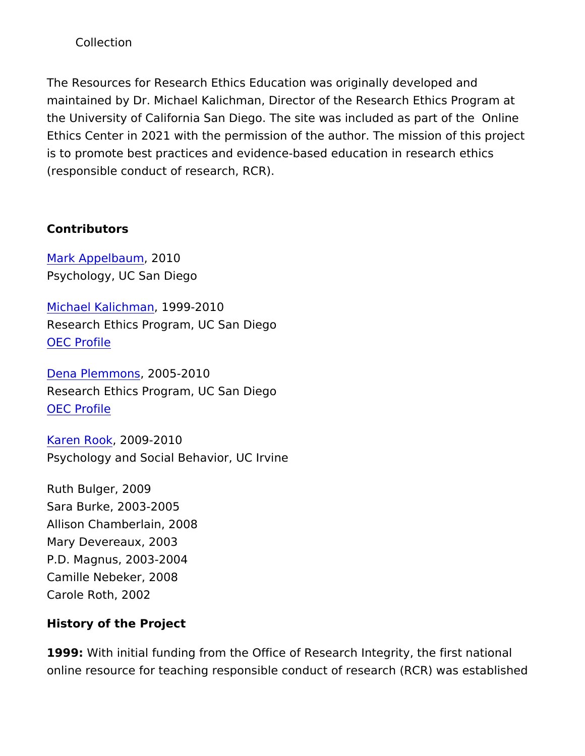Collection

The Resources for Research Ethics Education was originally developed and maintained by Dr. Michael Kalichman, Director of the Research Ethics Program at the University of California San Diego. The site was included as part of the Online Ethics Center in 2021 with the permission of the author. The mission of this project is to promote best practices and evidence-based education in research ethics (responsible conduct of research, RCR).

**Contributors**

Mark Appelbaum, 2010
Psychology, UC San Diego

Michael Kalichman, 1999-2010
Research Ethics Program, UC San Diego
OEC Profile

Dena Plemmons, 2005-2010
Research Ethics Program, UC San Diego
OEC Profile

Karen Rook, 2009-2010
Psychology and Social Behavior, UC Irvine

Ruth Bulger, 2009
Sara Burke, 2003-2005
Allison Chamberlain, 2008
Mary Devereaux, 2003
P.D. Magnus, 2003-2004
Camille Nebeker, 2008
Carole Roth, 2002

**History of the Project**

**1999:** With initial funding from the Office of Research Integrity, the first national online resource for teaching responsible conduct of research (RCR) was established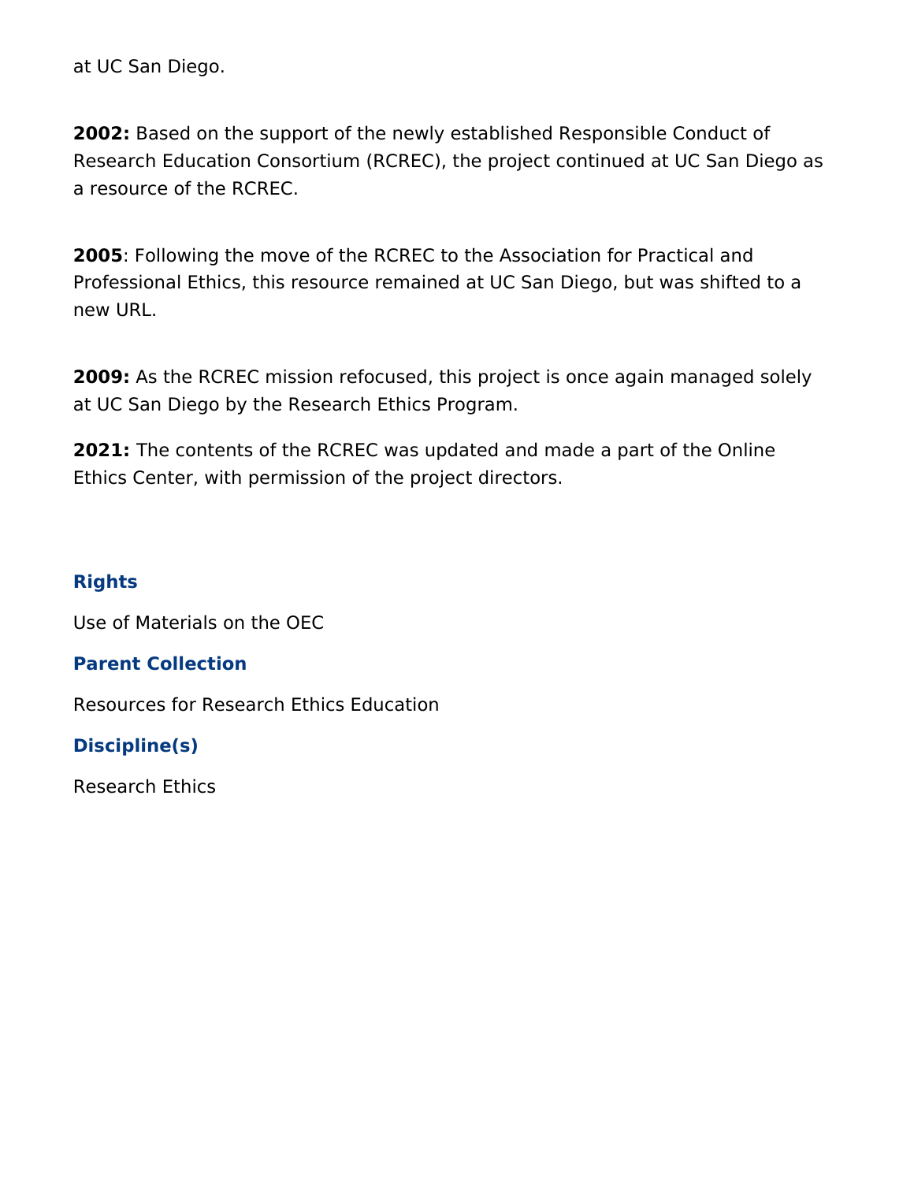at UC San Diego.

**2002:** Based on the support of the newly established Responsible Conduct of Research Education Consortium (RCREC), the project continued at UC San Diego as a resource of the RCREC.

**2005**: Following the move of the RCREC to the Association for Practical and Professional Ethics, this resource remained at UC San Diego, but was shifted to a new URL.

**2009:** As the RCREC mission refocused, this project is once again managed solely at UC San Diego by the Research Ethics Program.

**2021:** The contents of the RCREC was updated and made a part of the Online Ethics Center, with permission of the project directors.

### Rights

Use of Materials on the OEC

### Parent Collection

Resources for Research Ethics Education

### Discipline(s)

Research Ethics